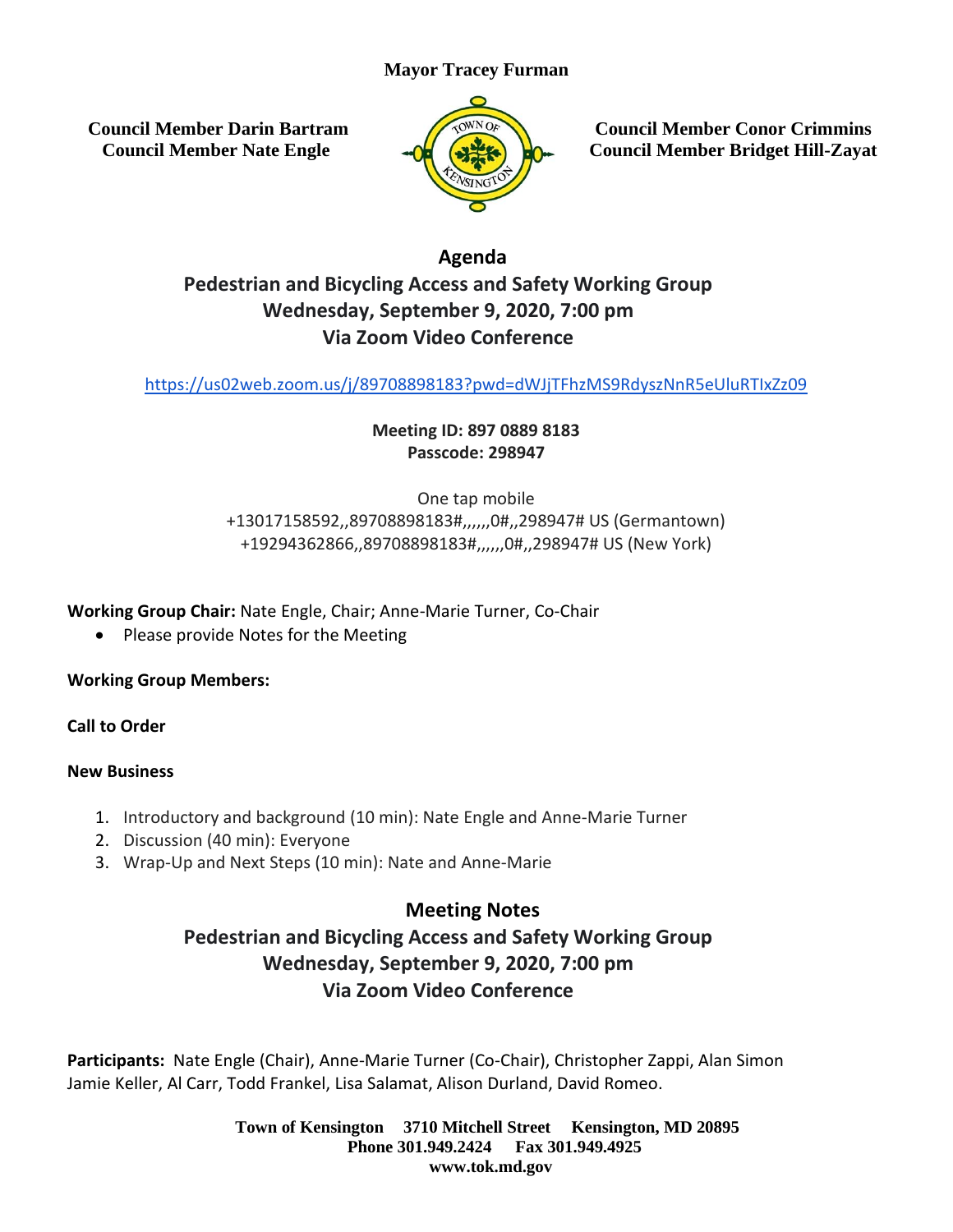**Mayor Tracey Furman**

**Council Member Darin Bartram**
**Council Member Nate Engle**

**Council Member Conor Crimmins**
**Council Member Bridget Hill-Zayat**

# Agenda
## Pedestrian and Bicycling Access and Safety Working Group
## Wednesday, September 9, 2020, 7:00 pm
## Via Zoom Video Conference

https://us02web.zoom.us/j/89708898183?pwd=dWJjTFhzMS9RdyszNnR5eUluRTIxZz09

**Meeting ID: 897 0889 8183**
**Passcode: 298947**

One tap mobile
+13017158592,,89708898183#,,,,,,0#,,298947# US (Germantown)
+19294362866,,89708898183#,,,,,,0#,,298947# US (New York)

**Working Group Chair:** Nate Engle, Chair; Anne-Marie Turner, Co-Chair

- Please provide Notes for the Meeting

**Working Group Members:**

**Call to Order**

**New Business**

1. Introductory and background (10 min): Nate Engle and Anne-Marie Turner
2. Discussion (40 min): Everyone
3. Wrap-Up and Next Steps (10 min): Nate and Anne-Marie

# Meeting Notes
## Pedestrian and Bicycling Access and Safety Working Group
## Wednesday, September 9, 2020, 7:00 pm
## Via Zoom Video Conference

**Participants:** Nate Engle (Chair), Anne-Marie Turner (Co-Chair), Christopher Zappi, Alan Simon Jamie Keller, Al Carr, Todd Frankel, Lisa Salamat, Alison Durland, David Romeo.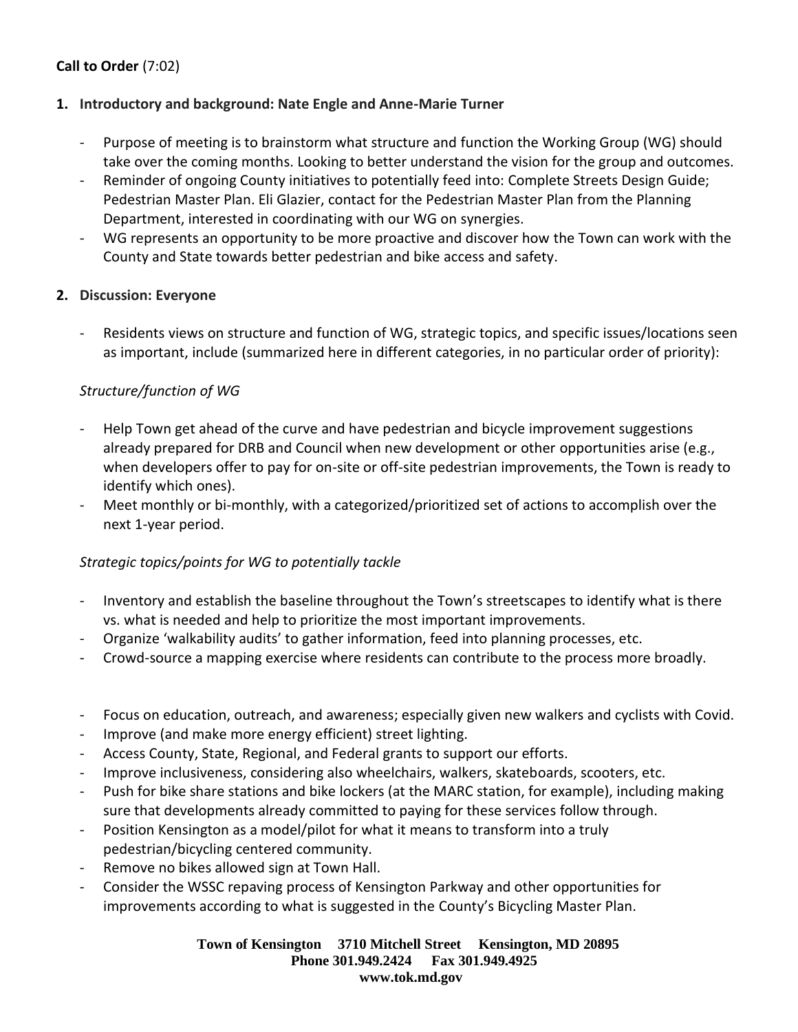**Call to Order** (7:02)

1. **Introductory and background: Nate Engle and Anne-Marie Turner**

    - Purpose of meeting is to brainstorm what structure and function the Working Group (WG) should take over the coming months. Looking to better understand the vision for the group and outcomes.
    - Reminder of ongoing County initiatives to potentially feed into: Complete Streets Design Guide; Pedestrian Master Plan. Eli Glazier, contact for the Pedestrian Master Plan from the Planning Department, interested in coordinating with our WG on synergies.
    - WG represents an opportunity to be more proactive and discover how the Town can work with the County and State towards better pedestrian and bike access and safety.

2. **Discussion: Everyone**

    - Residents views on structure and function of WG, strategic topics, and specific issues/locations seen as important, include (summarized here in different categories, in no particular order of priority):

    *Structure/function of WG*

    - Help Town get ahead of the curve and have pedestrian and bicycle improvement suggestions already prepared for DRB and Council when new development or other opportunities arise (e.g., when developers offer to pay for on-site or off-site pedestrian improvements, the Town is ready to identify which ones).
    - Meet monthly or bi-monthly, with a categorized/prioritized set of actions to accomplish over the next 1-year period.

    *Strategic topics/points for WG to potentially tackle*

    - Inventory and establish the baseline throughout the Town's streetscapes to identify what is there vs. what is needed and help to prioritize the most important improvements.
    - Organize 'walkability audits' to gather information, feed into planning processes, etc.
    - Crowd-source a mapping exercise where residents can contribute to the process more broadly.

    - Focus on education, outreach, and awareness; especially given new walkers and cyclists with Covid.
    - Improve (and make more energy efficient) street lighting.
    - Access County, State, Regional, and Federal grants to support our efforts.
    - Improve inclusiveness, considering also wheelchairs, walkers, skateboards, scooters, etc.
    - Push for bike share stations and bike lockers (at the MARC station, for example), including making sure that developments already committed to paying for these services follow through.
    - Position Kensington as a model/pilot for what it means to transform into a truly pedestrian/bicycling centered community.
    - Remove no bikes allowed sign at Town Hall.
    - Consider the WSSC repaving process of Kensington Parkway and other opportunities for improvements according to what is suggested in the County's Bicycling Master Plan.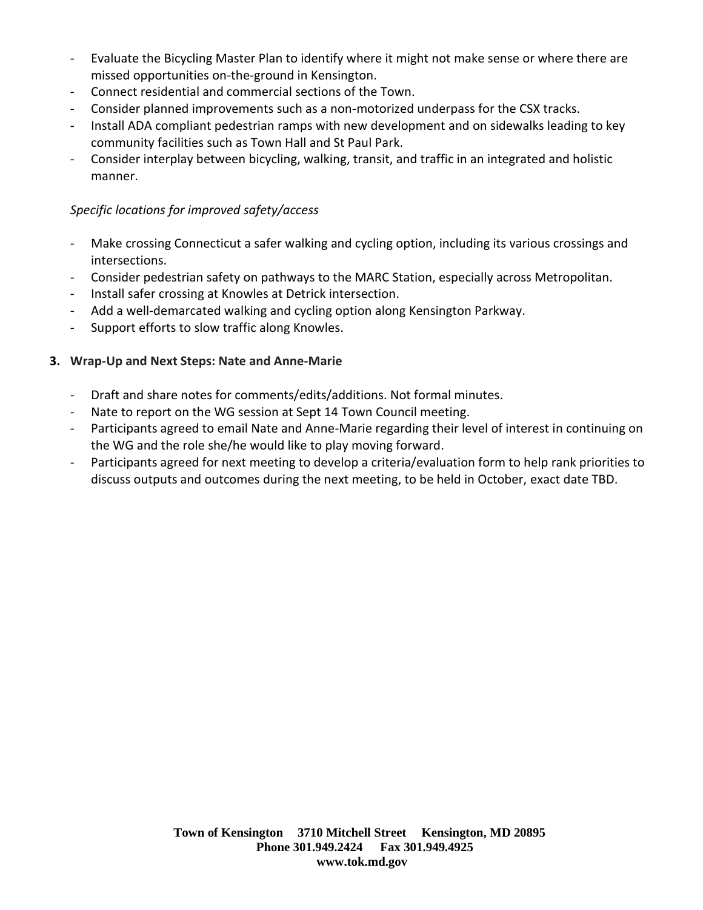- Evaluate the Bicycling Master Plan to identify where it might not make sense or where there are missed opportunities on-the-ground in Kensington.
- Connect residential and commercial sections of the Town.
- Consider planned improvements such as a non-motorized underpass for the CSX tracks.
- Install ADA compliant pedestrian ramps with new development and on sidewalks leading to key community facilities such as Town Hall and St Paul Park.
- Consider interplay between bicycling, walking, transit, and traffic in an integrated and holistic manner.

*Specific locations for improved safety/access*

- Make crossing Connecticut a safer walking and cycling option, including its various crossings and intersections.
- Consider pedestrian safety on pathways to the MARC Station, especially across Metropolitan.
- Install safer crossing at Knowles at Detrick intersection.
- Add a well-demarcated walking and cycling option along Kensington Parkway.
- Support efforts to slow traffic along Knowles.

**3. Wrap-Up and Next Steps: Nate and Anne-Marie**

- Draft and share notes for comments/edits/additions. Not formal minutes.
- Nate to report on the WG session at Sept 14 Town Council meeting.
- Participants agreed to email Nate and Anne-Marie regarding their level of interest in continuing on the WG and the role she/he would like to play moving forward.
- Participants agreed for next meeting to develop a criteria/evaluation form to help rank priorities to discuss outputs and outcomes during the next meeting, to be held in October, exact date TBD.